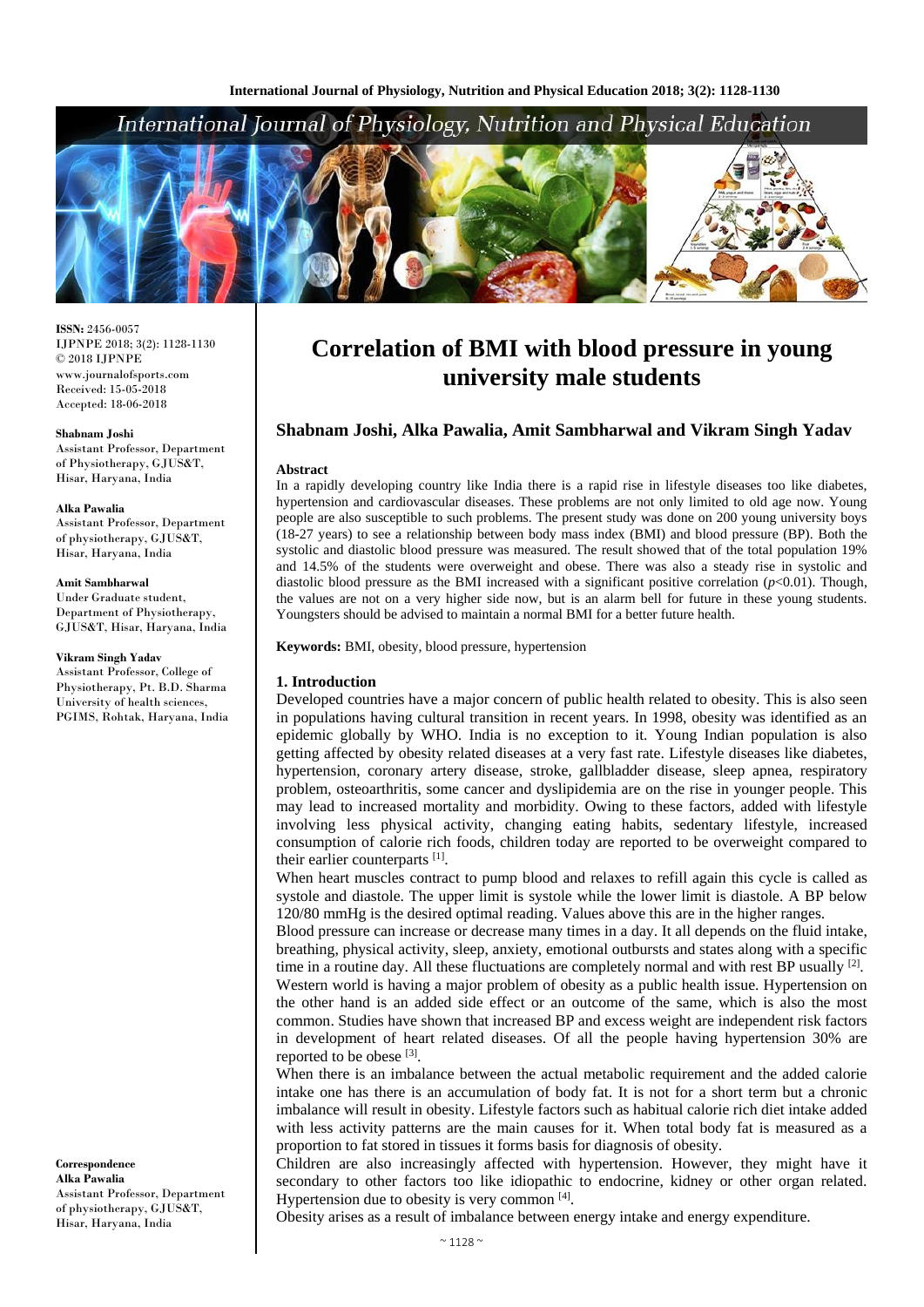# Correlation of BMI with blood pressure in young university male students

**Shabnam Joshi, Alka Pawalia, Amit Sambharwal and Vikram Singh Yadav**

**ISSN:** 2456-0057
IJPNPE 2018; 3(2): 1128-1130
© 2018 IJPNPE
www.journalofsports.com
Received: 15-05-2018
Accepted: 18-06-2018

**Shabnam Joshi**
Assistant Professor, Department of Physiotherapy, GJUS&T, Hisar, Haryana, India

**Alka Pawalia**
Assistant Professor, Department of physiotherapy, GJUS&T, Hisar, Haryana, India

**Amit Sambharwal**
Under Graduate student, Department of Physiotherapy, GJUS&T, Hisar, Haryana, India

**Vikram Singh Yadav**
Assistant Professor, College of Physiotherapy, Pt. B.D. Sharma University of health sciences, PGIMS, Rohtak, Haryana, India

**Correspondence**
**Alka Pawalia**
Assistant Professor, Department of physiotherapy, GJUS&T, Hisar, Haryana, India

## Abstract

In a rapidly developing country like India there is a rapid rise in lifestyle diseases too like diabetes, hypertension and cardiovascular diseases. These problems are not only limited to old age now. Young people are also susceptible to such problems. The present study was done on 200 young university boys (18-27 years) to see a relationship between body mass index (BMI) and blood pressure (BP). Both the systolic and diastolic blood pressure was measured. The result showed that of the total population 19% and 14.5% of the students were overweight and obese. There was also a steady rise in systolic and diastolic blood pressure as the BMI increased with a significant positive correlation ($p<0.01$). Though, the values are not on a very higher side now, but is an alarm bell for future in these young students. Youngsters should be advised to maintain a normal BMI for a better future health.

**Keywords:** BMI, obesity, blood pressure, hypertension

## 1. Introduction

Developed countries have a major concern of public health related to obesity. This is also seen in populations having cultural transition in recent years. In 1998, obesity was identified as an epidemic globally by WHO. India is no exception to it. Young Indian population is also getting affected by obesity related diseases at a very fast rate. Lifestyle diseases like diabetes, hypertension, coronary artery disease, stroke, gallbladder disease, sleep apnea, respiratory problem, osteoarthritis, some cancer and dyslipidemia are on the rise in younger people. This may lead to increased mortality and morbidity. Owing to these factors, added with lifestyle involving less physical activity, changing eating habits, sedentary lifestyle, increased consumption of calorie rich foods, children today are reported to be overweight compared to their earlier counterparts [1].

When heart muscles contract to pump blood and relaxes to refill again this cycle is called as systole and diastole. The upper limit is systole while the lower limit is diastole. A BP below 120/80 mmHg is the desired optimal reading. Values above this are in the higher ranges.

Blood pressure can increase or decrease many times in a day. It all depends on the fluid intake, breathing, physical activity, sleep, anxiety, emotional outbursts and states along with a specific time in a routine day. All these fluctuations are completely normal and with rest BP usually [2].

Western world is having a major problem of obesity as a public health issue. Hypertension on the other hand is an added side effect or an outcome of the same, which is also the most common. Studies have shown that increased BP and excess weight are independent risk factors in development of heart related diseases. Of all the people having hypertension 30% are reported to be obese [3].

When there is an imbalance between the actual metabolic requirement and the added calorie intake one has there is an accumulation of body fat. It is not for a short term but a chronic imbalance will result in obesity. Lifestyle factors such as habitual calorie rich diet intake added with less activity patterns are the main causes for it. When total body fat is measured as a proportion to fat stored in tissues it forms basis for diagnosis of obesity.

Children are also increasingly affected with hypertension. However, they might have it secondary to other factors too like idiopathic to endocrine, kidney or other organ related. Hypertension due to obesity is very common [4].

Obesity arises as a result of imbalance between energy intake and energy expenditure.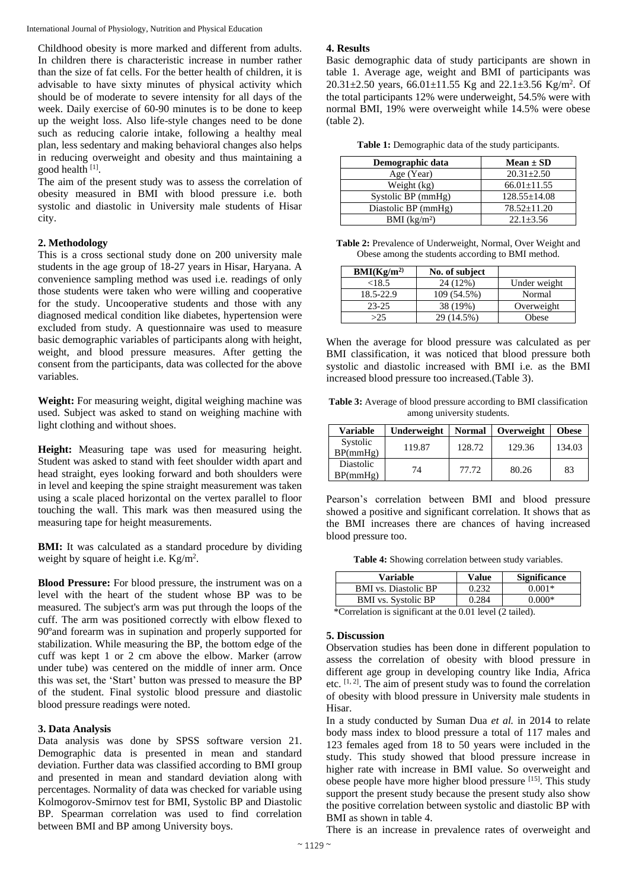Childhood obesity is more marked and different from adults. In children there is characteristic increase in number rather than the size of fat cells. For the better health of children, it is advisable to have sixty minutes of physical activity which should be of moderate to severe intensity for all days of the week. Daily exercise of 60-90 minutes is to be done to keep up the weight loss. Also life-style changes need to be done such as reducing calorie intake, following a healthy meal plan, less sedentary and making behavioral changes also helps in reducing overweight and obesity and thus maintaining a good health [1].

The aim of the present study was to assess the correlation of obesity measured in BMI with blood pressure i.e. both systolic and diastolic in University male students of Hisar city.

## 2. Methodology

This is a cross sectional study done on 200 university male students in the age group of 18-27 years in Hisar, Haryana. A convenience sampling method was used i.e. readings of only those students were taken who were willing and cooperative for the study. Uncooperative students and those with any diagnosed medical condition like diabetes, hypertension were excluded from study. A questionnaire was used to measure basic demographic variables of participants along with height, weight, and blood pressure measures. After getting the consent from the participants, data was collected for the above variables.

**Weight:** For measuring weight, digital weighing machine was used. Subject was asked to stand on weighing machine with light clothing and without shoes.

**Height:** Measuring tape was used for measuring height. Student was asked to stand with feet shoulder width apart and head straight, eyes looking forward and both shoulders were in level and keeping the spine straight measurement was taken using a scale placed horizontal on the vertex parallel to floor touching the wall. This mark was then measured using the measuring tape for height measurements.

**BMI:** It was calculated as a standard procedure by dividing weight by square of height i.e. $Kg/m^2$.

**Blood Pressure:** For blood pressure, the instrument was on a level with the heart of the student whose BP was to be measured. The subject's arm was put through the loops of the cuff. The arm was positioned correctly with elbow flexed to 90ºand forearm was in supination and properly supported for stabilization. While measuring the BP, the bottom edge of the cuff was kept 1 or 2 cm above the elbow. Marker (arrow under tube) was centered on the middle of inner arm. Once this was set, the 'Start' button was pressed to measure the BP of the student. Final systolic blood pressure and diastolic blood pressure readings were noted.

## 3. Data Analysis

Data analysis was done by SPSS software version 21. Demographic data is presented in mean and standard deviation. Further data was classified according to BMI group and presented in mean and standard deviation along with percentages. Normality of data was checked for variable using Kolmogorov-Smirnov test for BMI, Systolic BP and Diastolic BP. Spearman correlation was used to find correlation between BMI and BP among University boys.

## 4. Results

Basic demographic data of study participants are shown in table 1. Average age, weight and BMI of participants was 20.31±2.50 years, 66.01±11.55 Kg and 22.1±3.56 $Kg/m^2$. Of the total participants 12% were underweight, 54.5% were with normal BMI, 19% were overweight while 14.5% were obese (table 2).

**Table 1:** Demographic data of the study participants.

| Demographic data | Mean ± SD |
|---|---|
| Age (Year) | 20.31±2.50 |
| Weight (kg) | 66.01±11.55 |
| Systolic BP (mmHg) | 128.55±14.08 |
| Diastolic BP (mmHg) | 78.52±11.20 |
| BMI ($kg/m^2$) | 22.1±3.56 |

**Table 2:** Prevalence of Underweight, Normal, Over Weight and Obese among the students according to BMI method.

| BMI($Kg/m^2$) | No. of subject | |
|---|---|---|
| <18.5 | 24 (12%) | Under weight |
| 18.5-22.9 | 109 (54.5%) | Normal |
| 23-25 | 38 (19%) | Overweight |
| >25 | 29 (14.5%) | Obese |

When the average for blood pressure was calculated as per BMI classification, it was noticed that blood pressure both systolic and diastolic increased with BMI i.e. as the BMI increased blood pressure too increased.(Table 3).

**Table 3:** Average of blood pressure according to BMI classification among university students.

| Variable | Underweight | Normal | Overweight | Obese |
|---|---|---|---|---|
| Systolic BP(mmHg) | 119.87 | 128.72 | 129.36 | 134.03 |
| Diastolic BP(mmHg) | 74 | 77.72 | 80.26 | 83 |

Pearson's correlation between BMI and blood pressure showed a positive and significant correlation. It shows that as the BMI increases there are chances of having increased blood pressure too.

**Table 4:** Showing correlation between study variables.

| Variable | Value | Significance |
|---|---|---|
| BMI vs. Diastolic BP | 0.232 | 0.001* |
| BMI vs. Systolic BP | 0.284 | 0.000* |

*Correlation is significant at the 0.01 level (2 tailed).

## 5. Discussion

Observation studies has been done in different population to assess the correlation of obesity with blood pressure in different age group in developing country like India, Africa etc. [1, 2]. The aim of present study was to found the correlation of obesity with blood pressure in University male students in Hisar.

In a study conducted by Suman Dua *et al.* in 2014 to relate body mass index to blood pressure a total of 117 males and 123 females aged from 18 to 50 years were included in the study. This study showed that blood pressure increase in higher rate with increase in BMI value. So overweight and obese people have more higher blood pressure [15]. This study support the present study because the present study also show the positive correlation between systolic and diastolic BP with BMI as shown in table 4.

There is an increase in prevalence rates of overweight and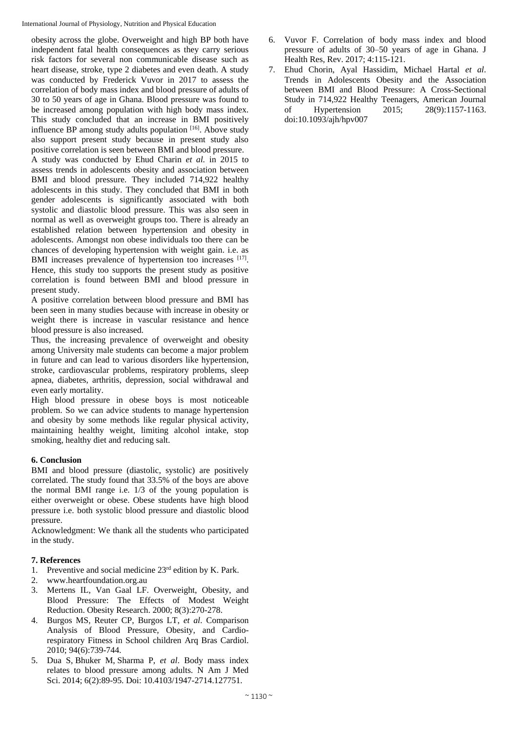obesity across the globe. Overweight and high BP both have independent fatal health consequences as they carry serious risk factors for several non communicable disease such as heart disease, stroke, type 2 diabetes and even death. A study was conducted by Frederick Vuvor in 2017 to assess the correlation of body mass index and blood pressure of adults of 30 to 50 years of age in Ghana. Blood pressure was found to be increased among population with high body mass index. This study concluded that an increase in BMI positively influence BP among study adults population [16]. Above study also support present study because in present study also positive correlation is seen between BMI and blood pressure.

A study was conducted by Ehud Charin *et al.* in 2015 to assess trends in adolescents obesity and association between BMI and blood pressure. They included 714,922 healthy adolescents in this study. They concluded that BMI in both gender adolescents is significantly associated with both systolic and diastolic blood pressure. This was also seen in normal as well as overweight groups too. There is already an established relation between hypertension and obesity in adolescents. Amongst non obese individuals too there can be chances of developing hypertension with weight gain. i.e. as BMI increases prevalence of hypertension too increases [17]. Hence, this study too supports the present study as positive correlation is found between BMI and blood pressure in present study.

A positive correlation between blood pressure and BMI has been seen in many studies because with increase in obesity or weight there is increase in vascular resistance and hence blood pressure is also increased.

Thus, the increasing prevalence of overweight and obesity among University male students can become a major problem in future and can lead to various disorders like hypertension, stroke, cardiovascular problems, respiratory problems, sleep apnea, diabetes, arthritis, depression, social withdrawal and even early mortality.

High blood pressure in obese boys is most noticeable problem. So we can advice students to manage hypertension and obesity by some methods like regular physical activity, maintaining healthy weight, limiting alcohol intake, stop smoking, healthy diet and reducing salt.

## 6. Conclusion

BMI and blood pressure (diastolic, systolic) are positively correlated. The study found that 33.5% of the boys are above the normal BMI range i.e. 1/3 of the young population is either overweight or obese. Obese students have high blood pressure i.e. both systolic blood pressure and diastolic blood pressure.

Acknowledgment: We thank all the students who participated in the study.

## 7. References

1. Preventive and social medicine 23rd edition by K. Park.
2. www.heartfoundation.org.au
3. Mertens IL, Van Gaal LF. Overweight, Obesity, and Blood Pressure: The Effects of Modest Weight Reduction. Obesity Research. 2000; 8(3):270-278.
4. Burgos MS, Reuter CP, Burgos LT, *et al*. Comparison Analysis of Blood Pressure, Obesity, and Cardio-respiratory Fitness in School children Arq Bras Cardiol. 2010; 94(6):739-744.
5. Dua S, Bhuker M, Sharma P, *et al*. Body mass index relates to blood pressure among adults. N Am J Med Sci. 2014; 6(2):89-95. Doi: 10.4103/1947-2714.127751.
6. Vuvor F. Correlation of body mass index and blood pressure of adults of 30–50 years of age in Ghana. J Health Res, Rev. 2017; 4:115-121.
7. Ehud Chorin, Ayal Hassidim, Michael Hartal *et al*. Trends in Adolescents Obesity and the Association between BMI and Blood Pressure: A Cross-Sectional Study in 714,922 Healthy Teenagers, American Journal of Hypertension 2015; 28(9):1157-1163. doi:10.1093/ajh/hpv007